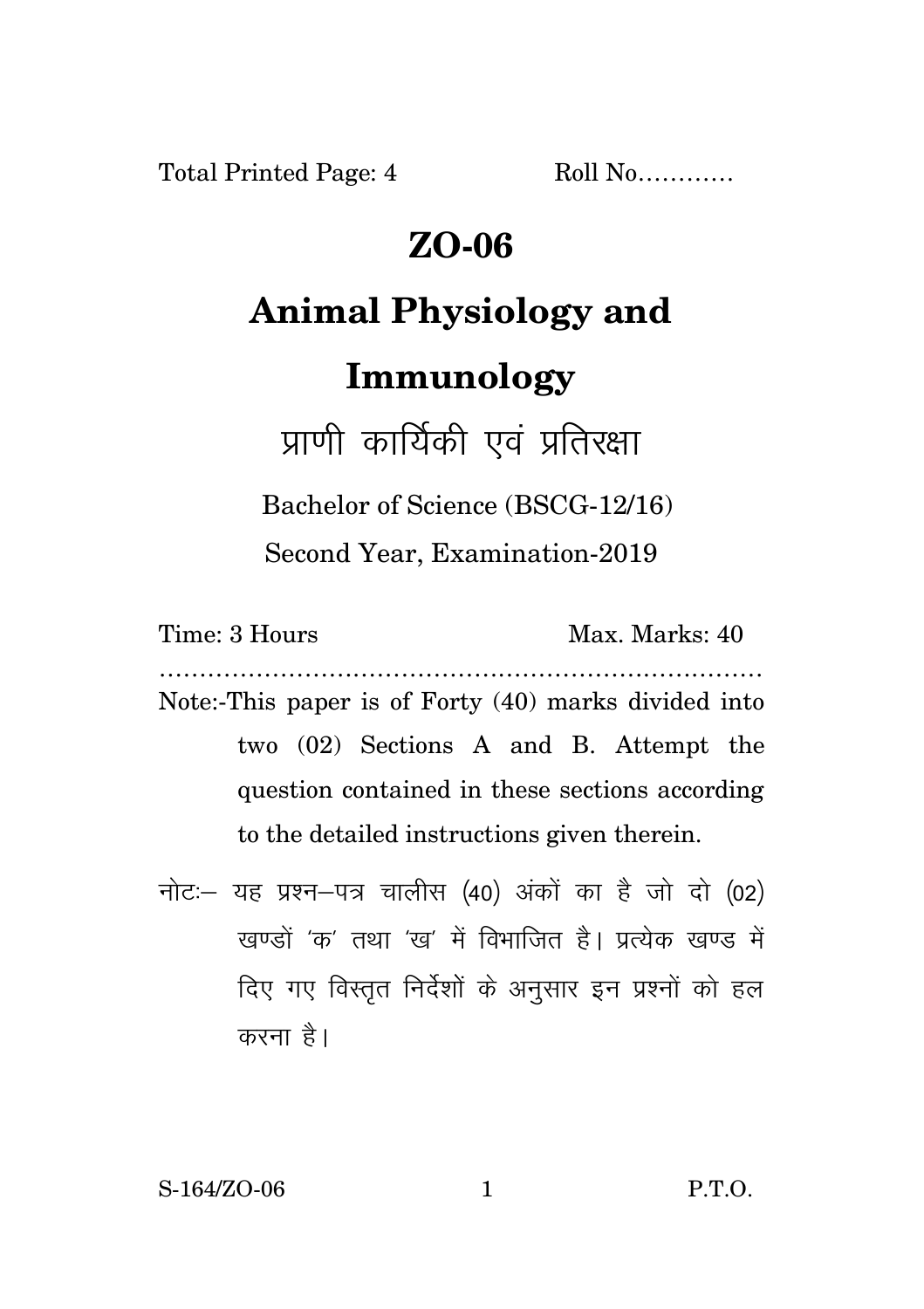Total Printed Page: 4 Roll No…………

# ZO-06

# Animal Physiology and Immunology

## प्राणी कार्यिकी एवं प्रतिरक्षा

Bachelor of Science (BSCG-12/16)

Second Year, Examination-2019

Time: 3 Hours Max. Marks: 40

…………………………………………………………………

Note:-This paper is of Forty (40) marks divided into two (02) Sections A and B. Attempt the question contained in these sections according to the detailed instructions given therein.

नोटः– यह प्रश्न–पत्र चालीस (40) अंकों का है जो दो (02) खण्डों 'क' तथा 'ख' में विभाजित है। प्रत्येक खण्ड में दिए गए विस्तृत निर्देशों के अनुसार इन प्रश्नों को हल करना है।

S-164/ZO-06 P.T.O.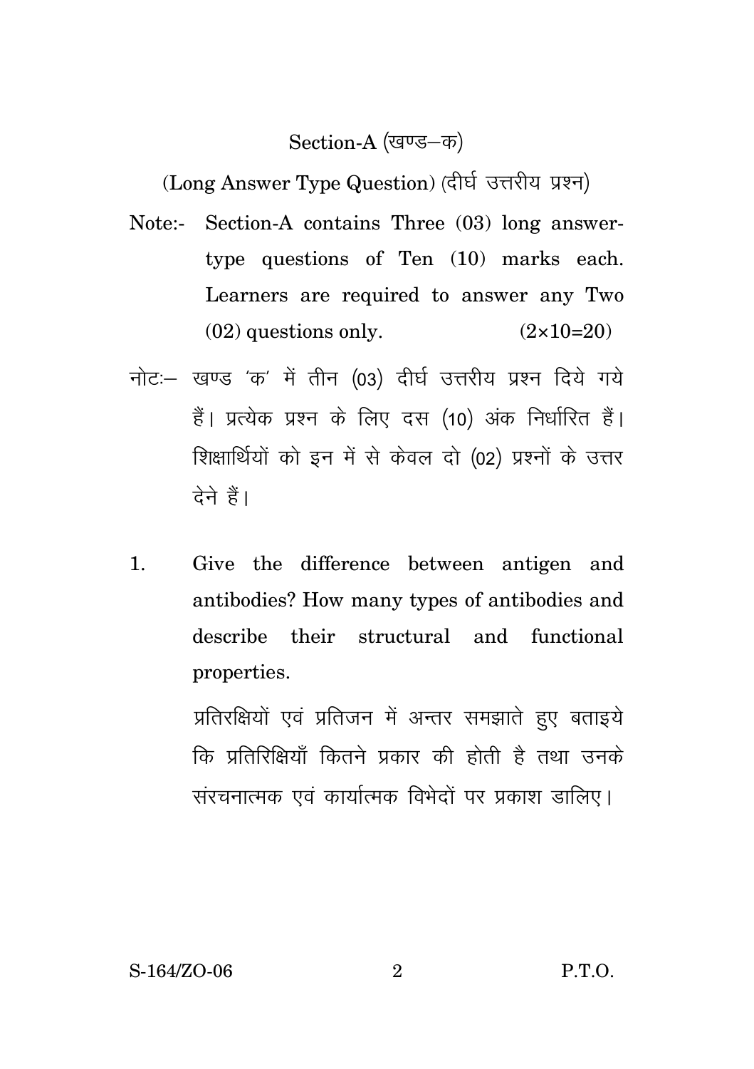## Section-A (खण्ड–क)

(Long Answer Type Question) (दीर्घ उत्तरीय प्रश्न)

Note:- Section-A contains Three (03) long answer-type questions of Ten (10) marks each. Learners are required to answer any Two (02) questions only. (2×10=20)

नोटः– खण्ड 'क' में तीन (03) दीर्घ उत्तरीय प्रश्न दिये गये हैं। प्रत्येक प्रश्न के लिए दस (10) अंक निर्धारित हैं। शिक्षार्थियों को इन में से केवल दो (02) प्रश्नों के उत्तर देने हैं।

1. Give the difference between antigen and antibodies? How many types of antibodies and describe their structural and functional properties.

   प्रतिरक्षियों एवं प्रतिजन में अन्तर समझाते हुए बताइये कि प्रतिरिक्षियाँ कितने प्रकार की होती है तथा उनके संरचनात्मक एवं कार्यात्मक विभेदों पर प्रकाश डालिए।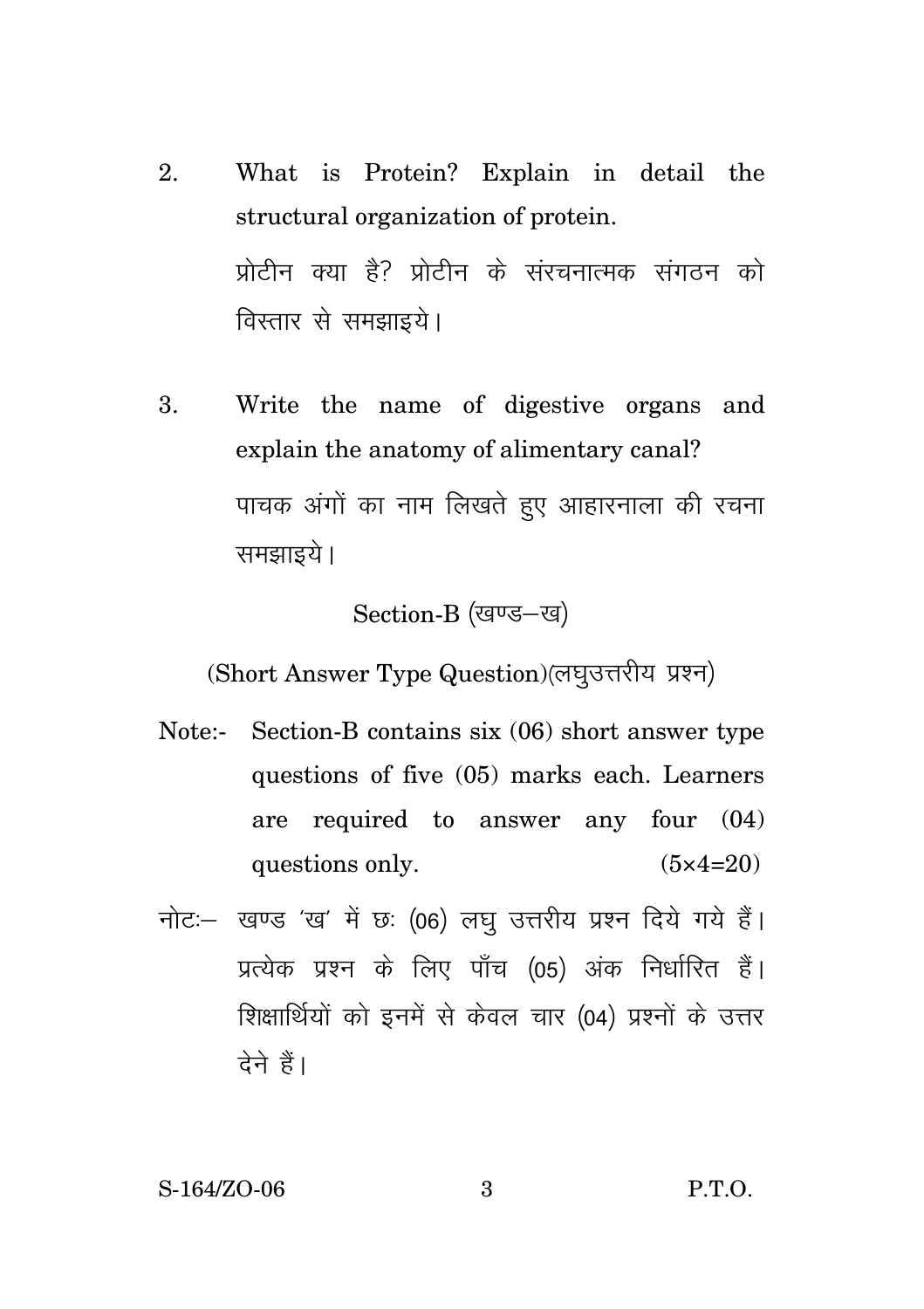2. What is Protein? Explain in detail the structural organization of protein.

   प्रोटीन क्या है? प्रोटीन के संरचनात्मक संगठन को विस्तार से समझाइये।

3. Write the name of digestive organs and explain the anatomy of alimentary canal?

   पाचक अंगों का नाम लिखते हुए आहारनाला की रचना समझाइये।

## Section-B (खण्ड–ख)

### (Short Answer Type Question)(लघुउत्तरीय प्रश्न)

Note:- Section-B contains six (06) short answer type questions of five (05) marks each. Learners are required to answer any four (04) questions only. (5×4=20)

नोटः– खण्ड 'ख' में छः (06) लघु उत्तरीय प्रश्न दिये गये हैं। प्रत्येक प्रश्न के लिए पाँच (05) अंक निर्धारित हैं। शिक्षार्थियों को इनमें से केवल चार (04) प्रश्नों के उत्तर देने हैं।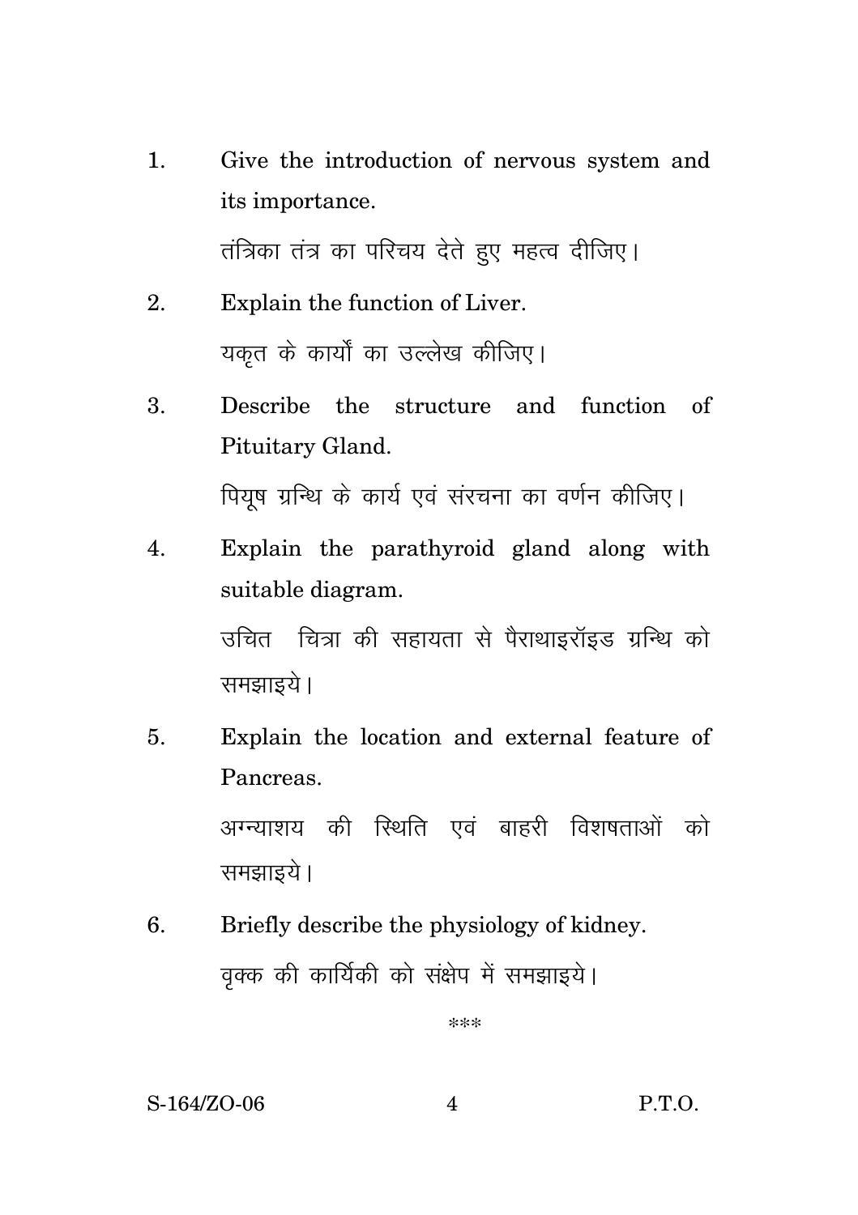1. Give the introduction of nervous system and its importance.

   तंत्रिका तंत्र का परिचय देते हुए महत्व दीजिए।

2. Explain the function of Liver.

   यकृत के कार्यों का उल्लेख कीजिए।

3. Describe the structure and function of Pituitary Gland.

   पियूष ग्रन्थि के कार्य एवं संरचना का वर्णन कीजिए।

4. Explain the parathyroid gland along with suitable diagram.

   उचित चित्रा की सहायता से पैराथाइरॉइड ग्रन्थि को समझाइये।

5. Explain the location and external feature of Pancreas.

   अग्न्याशय की स्थिति एवं बाहरी विशषताओं को समझाइये।

6. Briefly describe the physiology of kidney.

   वृक्क की कार्यिकी को संक्षेप में समझाइये।

***

S-164/ZO-06 P.T.O.